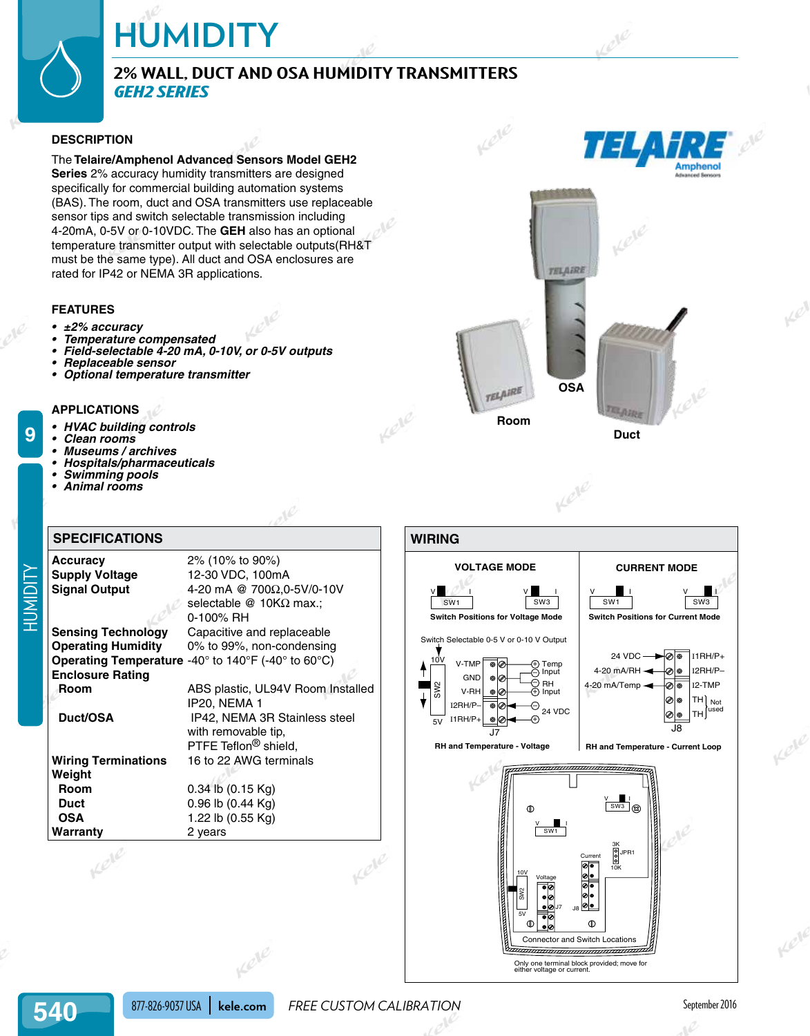# HUMIDITY

## 2% WALL, DUCT AND OSA HUMIDITY TRANSMITTERS
### *GEH2 SERIES*

### DESCRIPTION

The **Telaire/Amphenol Advanced Sensors Model GEH2 Series** 2% accuracy humidity transmitters are designed specifically for commercial building automation systems (BAS). The room, duct and OSA transmitters use replaceable sensor tips and switch selectable transmission including 4-20mA, 0-5V or 0-10VDC. The **GEH** also has an optional temperature transmitter output with selectable outputs(RH&T must be the same type). All duct and OSA enclosures are rated for IP42 or NEMA 3R applications.

### FEATURES

- ***±2% accuracy***
- ***Temperature compensated***
- ***Field-selectable 4-20 mA, 0-10V, or 0-5V outputs***
- ***Replaceable sensor***
- ***Optional temperature transmitter***

### APPLICATIONS

- ***HVAC building controls***
- ***Clean rooms***
- ***Museums / archives***
- ***Hospitals/pharmaceuticals***
- ***Swimming pools***
- ***Animal rooms***

OSA

Room

Duct

### SPECIFICATIONS

| | |
|---|---|
| **Accuracy** | 2% (10% to 90%) |
| **Supply Voltage** | 12-30 VDC, 100mA |
| **Signal Output** | 4-20 mA @ 700Ω,0-5V/0-10V selectable @ 10KΩ max.; 0-100% RH |
| **Sensing Technology** | Capacitive and replaceable |
| **Operating Humidity** | 0% to 99%, non-condensing |
| **Operating Temperature** | -40° to 140°F (-40° to 60°C) |
| **Enclosure Rating** | |
| **Room** | ABS plastic, UL94V Room Installed IP20, NEMA 1 |
| **Duct/OSA** | IP42, NEMA 3R Stainless steel with removable tip, PTFE Teflon® shield, |
| **Wiring Terminations** | 16 to 22 AWG terminals |
| **Weight** | |
| **Room** | 0.34 lb (0.15 Kg) |
| **Duct** | 0.96 lb (0.44 Kg) |
| **OSA** | 1.22 lb (0.55 Kg) |
| **Warranty** | 2 years |

### WIRING

**VOLTAGE MODE**

Switch Positions for Voltage Mode

Switch Selectable 0-5 V or 0-10 V Output

RH and Temperature - Voltage

**CURRENT MODE**

Switch Positions for Current Mode

RH and Temperature - Current Loop

Connector and Switch Locations

Only one terminal block provided; move for either voltage or current.

FREE CUSTOM CALIBRATION

September 2016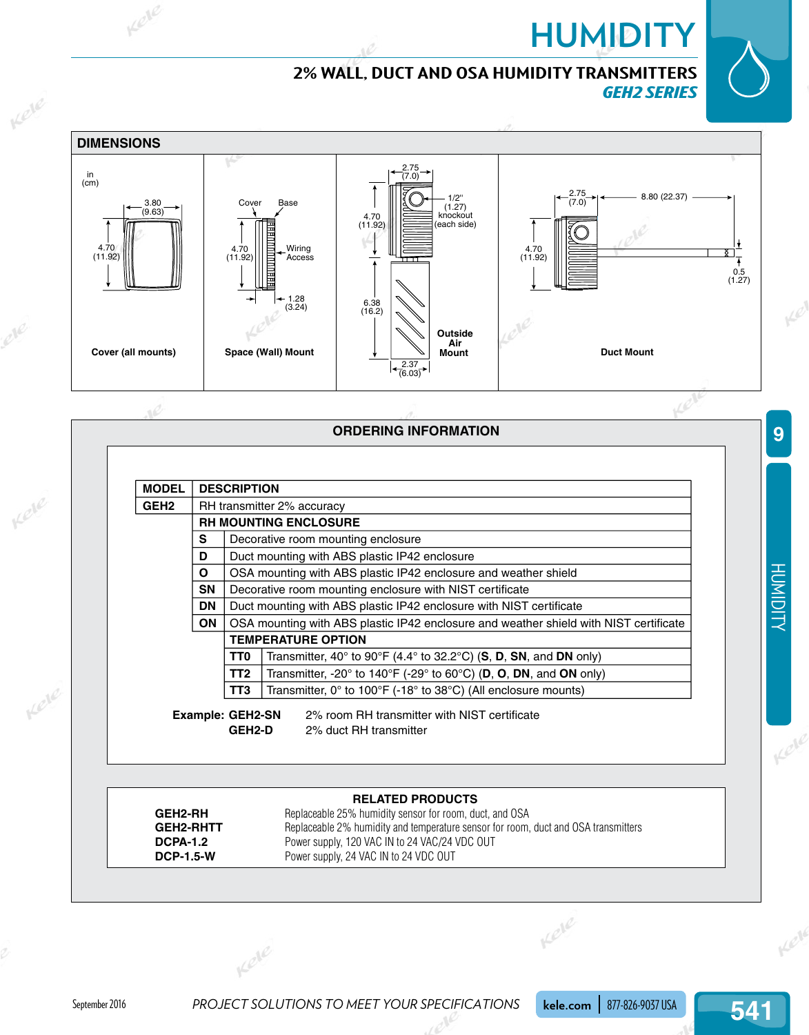# HUMIDITY

## 2% WALL, DUCT AND OSA HUMIDITY TRANSMITTERS

### *GEH2 SERIES*

## DIMENSIONS

in
(cm)

3.80
(9.63)
4.70
(11.92)
Cover (all mounts)

Cover
Base
4.70
(11.92)
Wiring
Access
1.28
(3.24)
Space (Wall) Mount

2.75
(7.0)
4.70
(11.92)
1/2"
(1.27)
knockout
(each side)
6.38
(16.2)
2.37
(6.03)
Outside
Air
Mount

2.75
(7.0)
8.80 (22.37)
4.70
(11.92)
0.5
(1.27)
Duct Mount

## ORDERING INFORMATION

| MODEL | DESCRIPTION | | |
|---|---|---|---|
| GEH2 | RH transmitter 2% accuracy | | |
| | **RH MOUNTING ENCLOSURE** | | |
| | **S** | Decorative room mounting enclosure | |
| | **D** | Duct mounting with ABS plastic IP42 enclosure | |
| | **O** | OSA mounting with ABS plastic IP42 enclosure and weather shield | |
| | **SN** | Decorative room mounting enclosure with NIST certificate | |
| | **DN** | Duct mounting with ABS plastic IP42 enclosure with NIST certificate | |
| | **ON** | OSA mounting with ABS plastic IP42 enclosure and weather shield with NIST certificate | |
| | | **TEMPERATURE OPTION** | |
| | | **TT0** | Transmitter, 40° to 90°F (4.4° to 32.2°C) (**S**, **D**, **SN**, and **DN** only) |
| | | **TT2** | Transmitter, -20° to 140°F (-29° to 60°C) (**D**, **O**, **DN**, and **ON** only) |
| | | **TT3** | Transmitter, 0° to 100°F (-18° to 38°C) (All enclosure mounts) |

**Example: GEH2-SN** 2% room RH transmitter with NIST certificate
**GEH2-D** 2% duct RH transmitter

### RELATED PRODUCTS

| | |
|---|---|
| **GEH2-RH** | Replaceable 2% humidity sensor for room, duct, and OSA |
| **GEH2-RHTT** | Replaceable 2% humidity and temperature sensor for room, duct and OSA transmitters |
| **DCPA-1.2** | Power supply, 120 VAC IN to 24 VAC/24 VDC OUT |
| **DCP-1.5-W** | Power supply, 24 VAC IN to 24 VDC OUT |